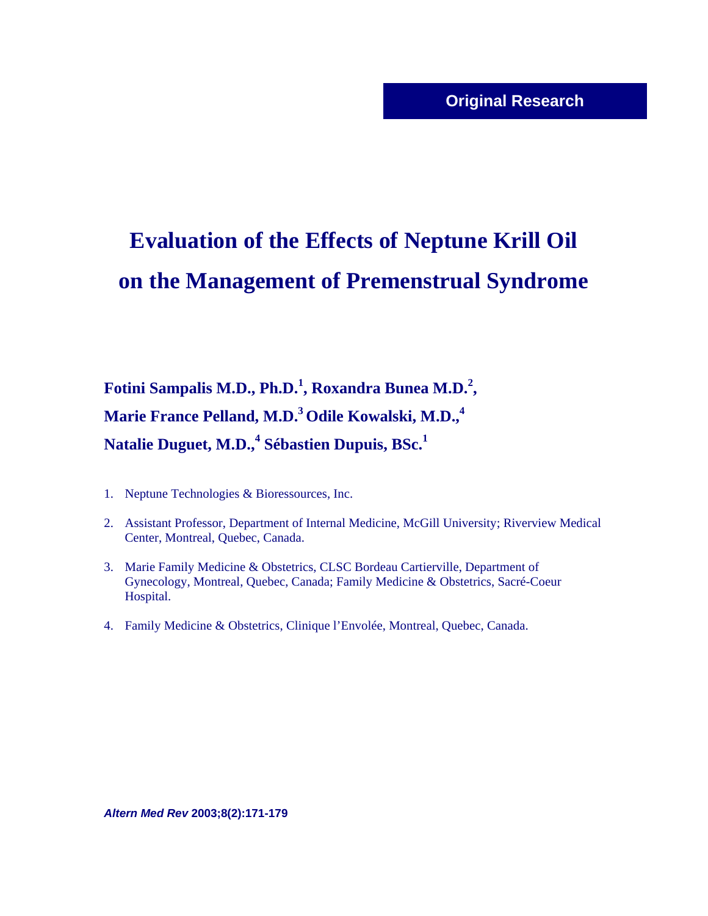Original Research

# Evaluation of the Effects of Neptune Krill Oil on the Management of Premenstrual Syndrome

**Fotini Sampalis M.D., Ph.D.[1], Roxandra Bunea M.D.[2], Marie France Pelland, M.D.[3] Odile Kowalski, M.D.,[4] Natalie Duguet, M.D.,[4] Sébastien Dupuis, BSc.[1]**

1. Neptune Technologies & Bioressources, Inc.
2. Assistant Professor, Department of Internal Medicine, McGill University; Riverview Medical Center, Montreal, Quebec, Canada.
3. Marie Family Medicine & Obstetrics, CLSC Bordeau Cartierville, Department of Gynecology, Montreal, Quebec, Canada; Family Medicine & Obstetrics, Sacré-Coeur Hospital.
4. Family Medicine & Obstetrics, Clinique l'Envolée, Montreal, Quebec, Canada.

***Altern Med Rev* 2003;8(2):171-179**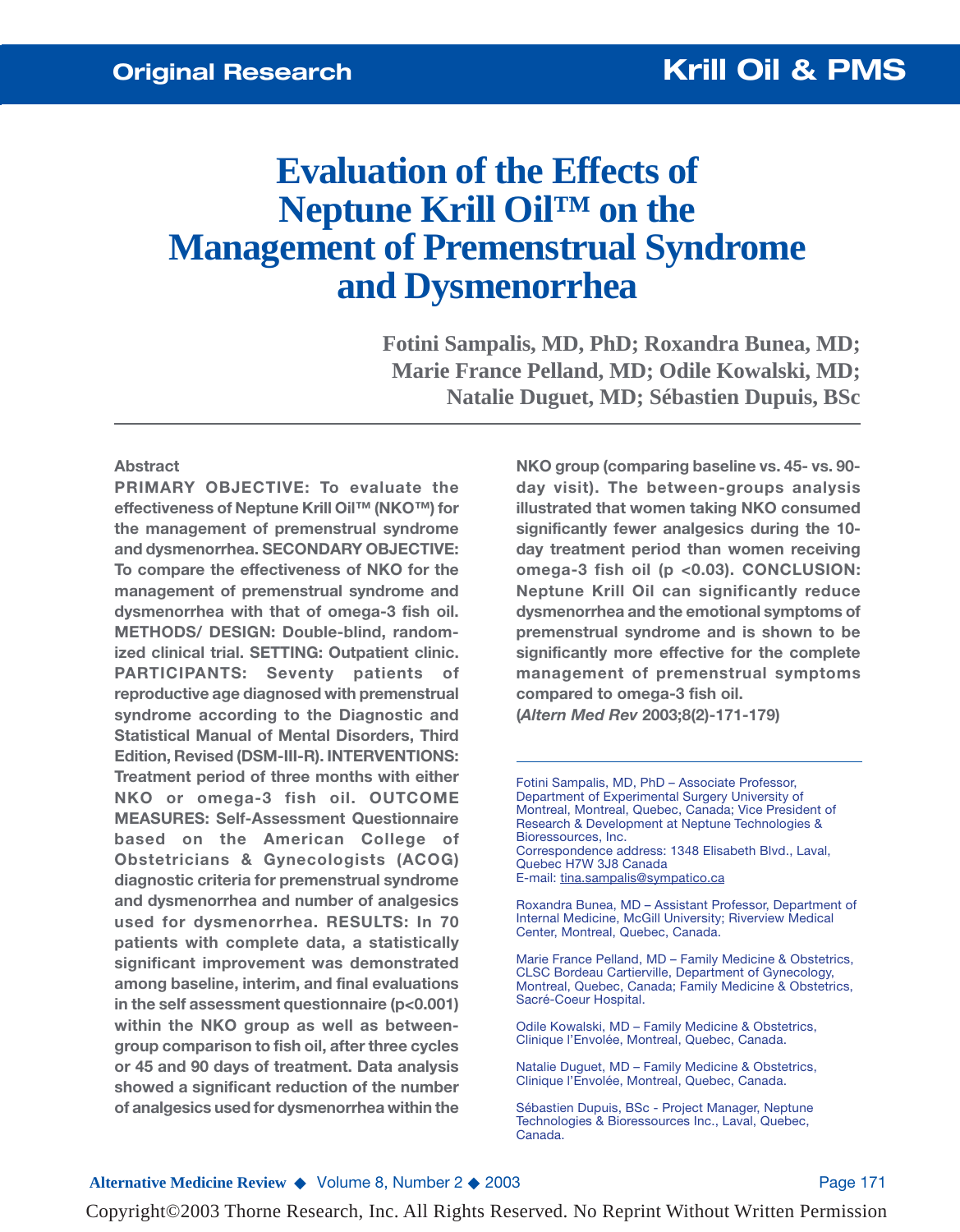# Evaluation of the Effects of Neptune Krill Oil™ on the Management of Premenstrual Syndrome and Dysmenorrhea

**Fotini Sampalis, MD, PhD; Roxandra Bunea, MD; Marie France Pelland, MD; Odile Kowalski, MD; Natalie Duguet, MD; Sébastien Dupuis, BSc**

## Abstract

**PRIMARY OBJECTIVE: To evaluate the effectiveness of Neptune Krill Oil™ (NKO™) for the management of premenstrual syndrome and dysmenorrhea. SECONDARY OBJECTIVE: To compare the effectiveness of NKO for the management of premenstrual syndrome and dysmenorrhea with that of omega-3 fish oil. METHODS/ DESIGN: Double-blind, randomized clinical trial. SETTING: Outpatient clinic. PARTICIPANTS: Seventy patients of reproductive age diagnosed with premenstrual syndrome according to the Diagnostic and Statistical Manual of Mental Disorders, Third Edition, Revised (DSM-III-R). INTERVENTIONS: Treatment period of three months with either NKO or omega-3 fish oil. OUTCOME MEASURES: Self-Assessment Questionnaire based on the American College of Obstetricians & Gynecologists (ACOG) diagnostic criteria for premenstrual syndrome and dysmenorrhea and number of analgesics used for dysmenorrhea. RESULTS: In 70 patients with complete data, a statistically significant improvement was demonstrated among baseline, interim, and final evaluations in the self assessment questionnaire (p<0.001) within the NKO group as well as between-group comparison to fish oil, after three cycles or 45 and 90 days of treatment. Data analysis showed a significant reduction of the number of analgesics used for dysmenorrhea within the NKO group (comparing baseline vs. 45- vs. 90-day visit). The between-groups analysis illustrated that women taking NKO consumed significantly fewer analgesics during the 10-day treatment period than women receiving omega-3 fish oil (p <0.03). CONCLUSION: Neptune Krill Oil can significantly reduce dysmenorrhea and the emotional symptoms of premenstrual syndrome and is shown to be significantly more effective for the complete management of premenstrual symptoms compared to omega-3 fish oil.**
**(*Altern Med Rev* 2003;8(2)-171-179)**

---

Fotini Sampalis, MD, PhD – Associate Professor, Department of Experimental Surgery University of Montreal, Montreal, Quebec, Canada; Vice President of Research & Development at Neptune Technologies & Bioressources, Inc.
Correspondence address: 1348 Elisabeth Blvd., Laval, Quebec H7W 3J8 Canada
E-mail: tina.sampalis@sympatico.ca

Roxandra Bunea, MD – Assistant Professor, Department of Internal Medicine, McGill University; Riverview Medical Center, Montreal, Quebec, Canada.

Marie France Pelland, MD – Family Medicine & Obstetrics, CLSC Bordeau Cartierville, Department of Gynecology, Montreal, Quebec, Canada; Family Medicine & Obstetrics, Sacré-Coeur Hospital.

Odile Kowalski, MD – Family Medicine & Obstetrics, Clinique l'Envolée, Montreal, Quebec, Canada.

Natalie Duguet, MD – Family Medicine & Obstetrics, Clinique l'Envolée, Montreal, Quebec, Canada.

Sébastien Dupuis, BSc - Project Manager, Neptune Technologies & Bioressources Inc., Laval, Quebec, Canada.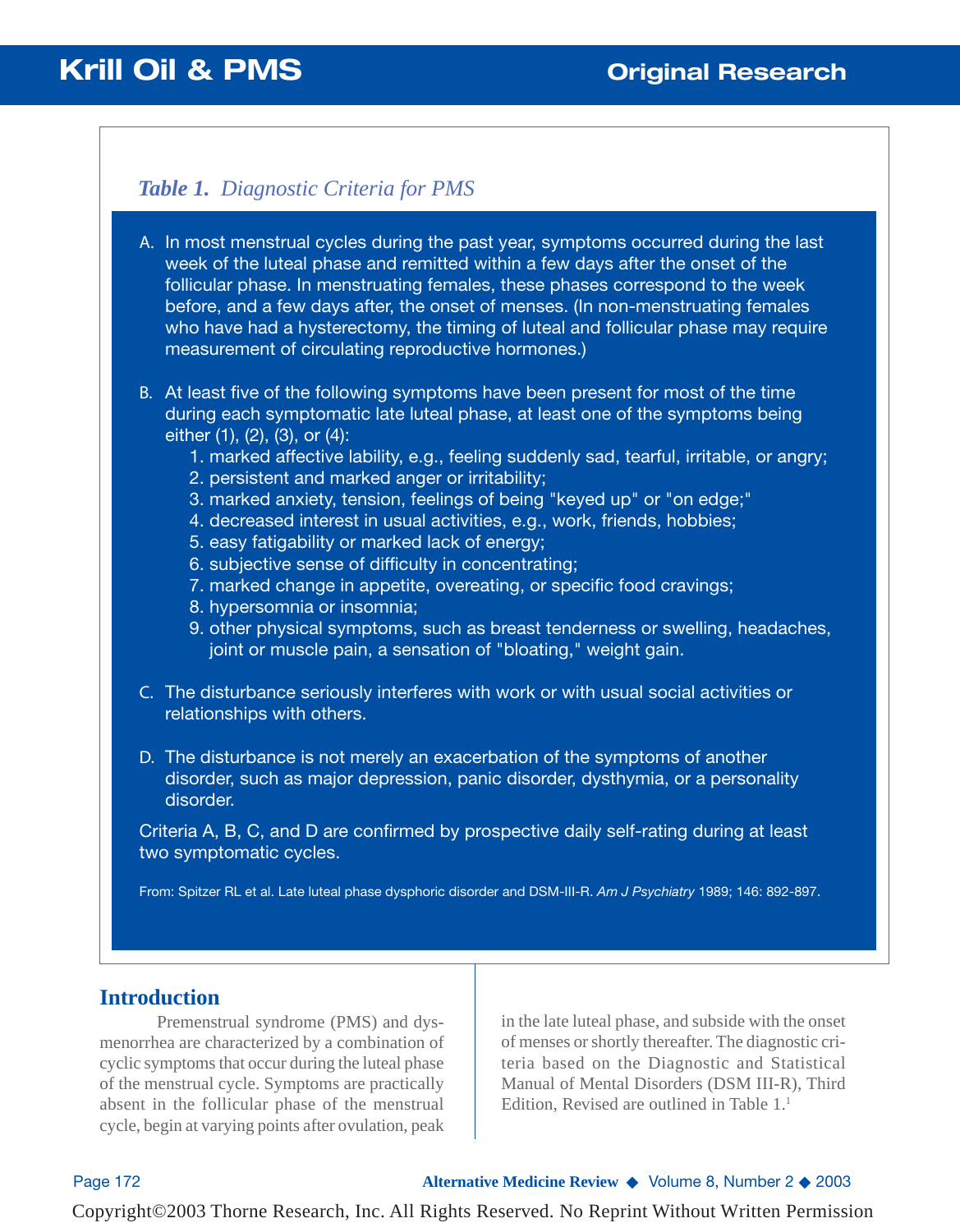*Table 1. Diagnostic Criteria for PMS*

A. In most menstrual cycles during the past year, symptoms occurred during the last week of the luteal phase and remitted within a few days after the onset of the follicular phase. In menstruating females, these phases correspond to the week before, and a few days after, the onset of menses. (In non-menstruating females who have had a hysterectomy, the timing of luteal and follicular phase may require measurement of circulating reproductive hormones.)

B. At least five of the following symptoms have been present for most of the time during each symptomatic late luteal phase, at least one of the symptoms being either (1), (2), (3), or (4):
   1. marked affective lability, e.g., feeling suddenly sad, tearful, irritable, or angry;
   2. persistent and marked anger or irritability;
   3. marked anxiety, tension, feelings of being "keyed up" or "on edge;"
   4. decreased interest in usual activities, e.g., work, friends, hobbies;
   5. easy fatigability or marked lack of energy;
   6. subjective sense of difficulty in concentrating;
   7. marked change in appetite, overeating, or specific food cravings;
   8. hypersomnia or insomnia;
   9. other physical symptoms, such as breast tenderness or swelling, headaches, joint or muscle pain, a sensation of "bloating," weight gain.

C. The disturbance seriously interferes with work or with usual social activities or relationships with others.

D. The disturbance is not merely an exacerbation of the symptoms of another disorder, such as major depression, panic disorder, dysthymia, or a personality disorder.

Criteria A, B, C, and D are confirmed by prospective daily self-rating during at least two symptomatic cycles.

From: Spitzer RL et al. Late luteal phase dysphoric disorder and DSM-III-R. *Am J Psychiatry* 1989; 146: 892-897.

## Introduction

Premenstrual syndrome (PMS) and dysmenorrhea are characterized by a combination of cyclic symptoms that occur during the luteal phase of the menstrual cycle. Symptoms are practically absent in the follicular phase of the menstrual cycle, begin at varying points after ovulation, peak in the late luteal phase, and subside with the onset of menses or shortly thereafter. The diagnostic criteria based on the Diagnostic and Statistical Manual of Mental Disorders (DSM III-R), Third Edition, Revised are outlined in Table 1.[1]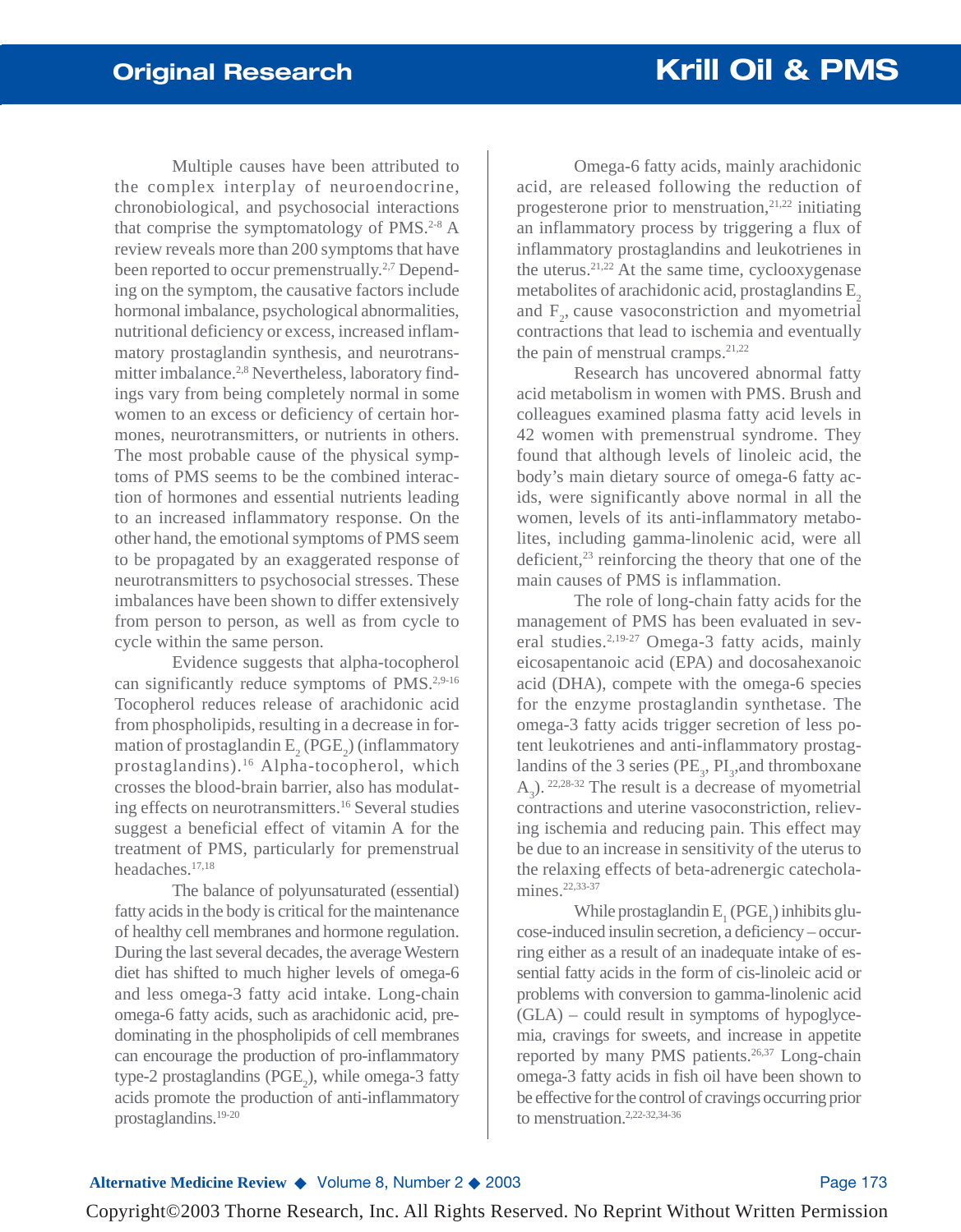Multiple causes have been attributed to the complex interplay of neuroendocrine, chronobiological, and psychosocial interactions that comprise the symptomatology of PMS.[2-8] A review reveals more than 200 symptoms that have been reported to occur premenstrually.[2,7] Depending on the symptom, the causative factors include hormonal imbalance, psychological abnormalities, nutritional deficiency or excess, increased inflammatory prostaglandin synthesis, and neurotransmitter imbalance.[2,8] Nevertheless, laboratory findings vary from being completely normal in some women to an excess or deficiency of certain hormones, neurotransmitters, or nutrients in others. The most probable cause of the physical symptoms of PMS seems to be the combined interaction of hormones and essential nutrients leading to an increased inflammatory response. On the other hand, the emotional symptoms of PMS seem to be propagated by an exaggerated response of neurotransmitters to psychosocial stresses. These imbalances have been shown to differ extensively from person to person, as well as from cycle to cycle within the same person.

Evidence suggests that alpha-tocopherol can significantly reduce symptoms of PMS.[2,9-16] Tocopherol reduces release of arachidonic acid from phospholipids, resulting in a decrease in formation of prostaglandin $E_2$ ($PGE_2$) (inflammatory prostaglandins).[16] Alpha-tocopherol, which crosses the blood-brain barrier, also has modulating effects on neurotransmitters.[16] Several studies suggest a beneficial effect of vitamin A for the treatment of PMS, particularly for premenstrual headaches.[17,18]

The balance of polyunsaturated (essential) fatty acids in the body is critical for the maintenance of healthy cell membranes and hormone regulation. During the last several decades, the average Western diet has shifted to much higher levels of omega-6 and less omega-3 fatty acid intake. Long-chain omega-6 fatty acids, such as arachidonic acid, predominating in the phospholipids of cell membranes can encourage the production of pro-inflammatory type-2 prostaglandins ($PGE_2$), while omega-3 fatty acids promote the production of anti-inflammatory prostaglandins.[19-20]

Omega-6 fatty acids, mainly arachidonic acid, are released following the reduction of progesterone prior to menstruation,[21,22] initiating an inflammatory process by triggering a flux of inflammatory prostaglandins and leukotrienes in the uterus.[21,22] At the same time, cyclooxygenase metabolites of arachidonic acid, prostaglandins $E_2$ and $F_2$, cause vasoconstriction and myometrial contractions that lead to ischemia and eventually the pain of menstrual cramps.[21,22]

Research has uncovered abnormal fatty acid metabolism in women with PMS. Brush and colleagues examined plasma fatty acid levels in 42 women with premenstrual syndrome. They found that although levels of linoleic acid, the body's main dietary source of omega-6 fatty acids, were significantly above normal in all the women, levels of its anti-inflammatory metabolites, including gamma-linolenic acid, were all deficient,[23] reinforcing the theory that one of the main causes of PMS is inflammation.

The role of long-chain fatty acids for the management of PMS has been evaluated in several studies.[2,19-27] Omega-3 fatty acids, mainly eicosapentanoic acid (EPA) and docosahexanoic acid (DHA), compete with the omega-6 species for the enzyme prostaglandin synthetase. The omega-3 fatty acids trigger secretion of less potent leukotrienes and anti-inflammatory prostaglandins of the 3 series ($PE_3$, $PI_3$,and thromboxane $A_3$).[22,28-32] The result is a decrease of myometrial contractions and uterine vasoconstriction, relieving ischemia and reducing pain. This effect may be due to an increase in sensitivity of the uterus to the relaxing effects of beta-adrenergic catecholamines.[22,33-37]

While prostaglandin $E_1$ ($PGE_1$) inhibits glucose-induced insulin secretion, a deficiency – occurring either as a result of an inadequate intake of essential fatty acids in the form of cis-linoleic acid or problems with conversion to gamma-linolenic acid (GLA) – could result in symptoms of hypoglycemia, cravings for sweets, and increase in appetite reported by many PMS patients.[26,37] Long-chain omega-3 fatty acids in fish oil have been shown to be effective for the control of cravings occurring prior to menstruation.[2,22-32,34-36]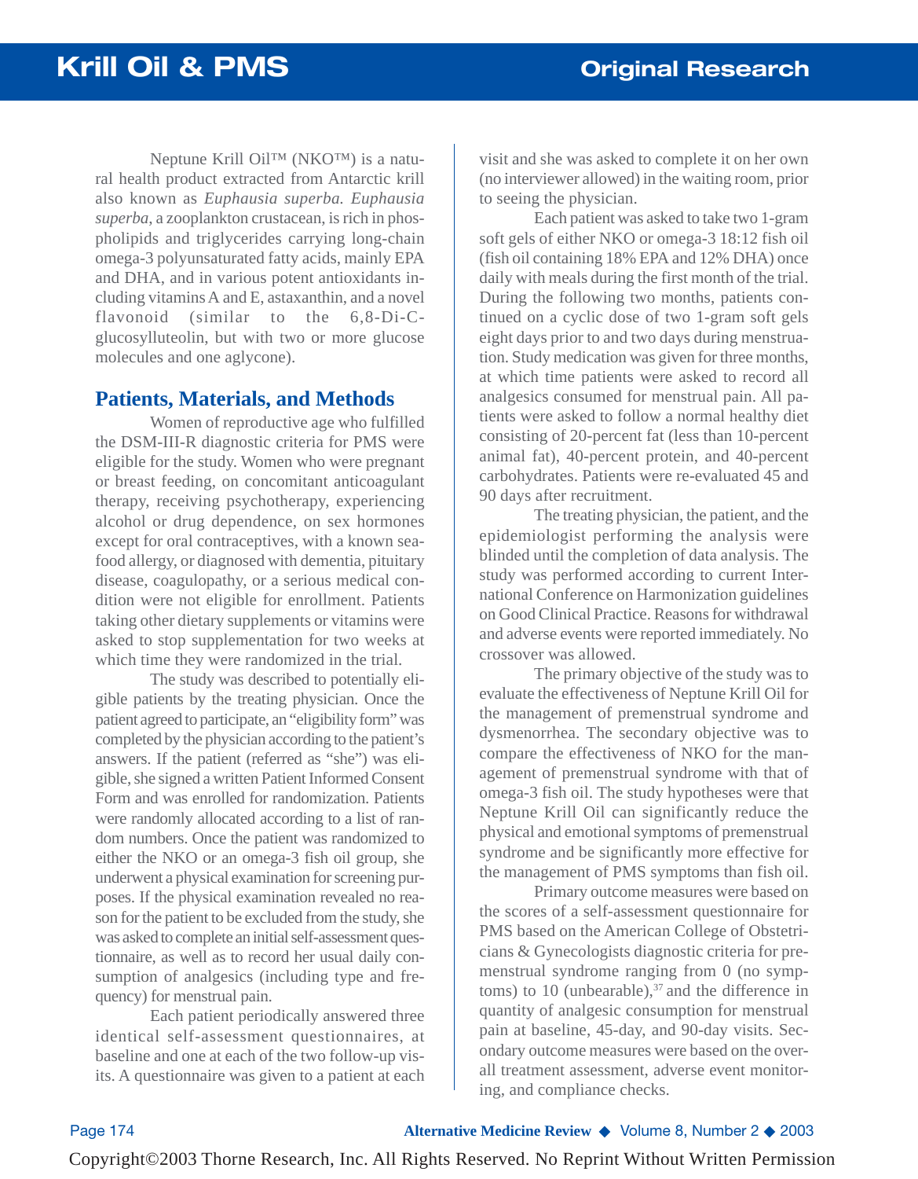Neptune Krill Oil™ (NKO™) is a natural health product extracted from Antarctic krill also known as *Euphausia superba. Euphausia superba*, a zooplankton crustacean, is rich in phospholipids and triglycerides carrying long-chain omega-3 polyunsaturated fatty acids, mainly EPA and DHA, and in various potent antioxidants including vitamins A and E, astaxanthin, and a novel flavonoid (similar to the 6,8-Di-C-glucosylluteolin, but with two or more glucose molecules and one aglycone).

## Patients, Materials, and Methods

Women of reproductive age who fulfilled the DSM-III-R diagnostic criteria for PMS were eligible for the study. Women who were pregnant or breast feeding, on concomitant anticoagulant therapy, receiving psychotherapy, experiencing alcohol or drug dependence, on sex hormones except for oral contraceptives, with a known seafood allergy, or diagnosed with dementia, pituitary disease, coagulopathy, or a serious medical condition were not eligible for enrollment. Patients taking other dietary supplements or vitamins were asked to stop supplementation for two weeks at which time they were randomized in the trial.

The study was described to potentially eligible patients by the treating physician. Once the patient agreed to participate, an "eligibility form" was completed by the physician according to the patient's answers. If the patient (referred as "she") was eligible, she signed a written Patient Informed Consent Form and was enrolled for randomization. Patients were randomly allocated according to a list of random numbers. Once the patient was randomized to either the NKO or an omega-3 fish oil group, she underwent a physical examination for screening purposes. If the physical examination revealed no reason for the patient to be excluded from the study, she was asked to complete an initial self-assessment questionnaire, as well as to record her usual daily consumption of analgesics (including type and frequency) for menstrual pain.

Each patient periodically answered three identical self-assessment questionnaires, at baseline and one at each of the two follow-up visits. A questionnaire was given to a patient at each visit and she was asked to complete it on her own (no interviewer allowed) in the waiting room, prior to seeing the physician.

Each patient was asked to take two 1-gram soft gels of either NKO or omega-3 18:12 fish oil (fish oil containing 18% EPA and 12% DHA) once daily with meals during the first month of the trial. During the following two months, patients continued on a cyclic dose of two 1-gram soft gels eight days prior to and two days during menstruation. Study medication was given for three months, at which time patients were asked to record all analgesics consumed for menstrual pain. All patients were asked to follow a normal healthy diet consisting of 20-percent fat (less than 10-percent animal fat), 40-percent protein, and 40-percent carbohydrates. Patients were re-evaluated 45 and 90 days after recruitment.

The treating physician, the patient, and the epidemiologist performing the analysis were blinded until the completion of data analysis. The study was performed according to current International Conference on Harmonization guidelines on Good Clinical Practice. Reasons for withdrawal and adverse events were reported immediately. No crossover was allowed.

The primary objective of the study was to evaluate the effectiveness of Neptune Krill Oil for the management of premenstrual syndrome and dysmenorrhea. The secondary objective was to compare the effectiveness of NKO for the management of premenstrual syndrome with that of omega-3 fish oil. The study hypotheses were that Neptune Krill Oil can significantly reduce the physical and emotional symptoms of premenstrual syndrome and be significantly more effective for the management of PMS symptoms than fish oil.

Primary outcome measures were based on the scores of a self-assessment questionnaire for PMS based on the American College of Obstetricians & Gynecologists diagnostic criteria for premenstrual syndrome ranging from 0 (no symptoms) to 10 (unbearable),[37] and the difference in quantity of analgesic consumption for menstrual pain at baseline, 45-day, and 90-day visits. Secondary outcome measures were based on the overall treatment assessment, adverse event monitoring, and compliance checks.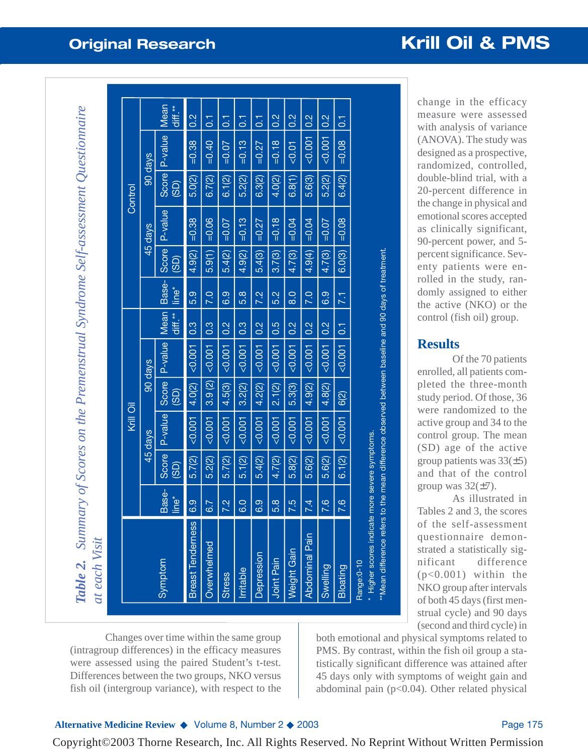**Table 2. Summary of Scores on the Premenstrual Syndrome Self-assessment Questionnaire at each Visit**

| Symptom | Krill Oil | | | | | | Control | | | | | |
|---|---|---|---|---|---|---|---|---|---|---|---|---|
| | Base-line* | 45 days | | 90 days | | Mean diff.** | Base-line* | 45 days | | 90 days | | Mean diff.** |
| | | Score (SD) | P-value | Score (SD) | P-value | | | Score (SD) | P-value | Score (SD) | P-value | |
| Breast Tenderness | 6.9 | 5.7(2) | <0.001 | 4.0(2) | <0.001 | 0.3 | 5.9 | 4.9(2) | =0.38 | 5.0(2) | =0.38 | 0.2 |
| Overwhelmed | 6.7 | 5.2(2) | <0.001 | 3.9 (2) | <0.001 | 0.3 | 7.0 | 5.9(1) | =0.06 | 6.7(2) | =0.40 | 0.1 |
| Stress | 7.2 | 5.7(2) | <0.001 | 4.5(3) | <0.001 | 0.2 | 6.9 | 5.4(2) | =0.07 | 6.1(2) | =0.07 | 0.1 |
| Irritable | 6.0 | 5.1(2) | <0.001 | 3.2(2) | <0.001 | 0.3 | 5.8 | 4.9(2) | =0.13 | 5.2(2) | =0.13 | 0.1 |
| Depression | 6.9 | 5.4(2) | <0.001 | 4.2(2) | <0.001 | 0.2 | 7.2 | 5.4(3) | =0.27 | 6.3(2) | =0.27 | 0.1 |
| Joint Pain | 5.8 | 4.7(2) | <0.001 | 2.1(2) | <0.001 | 0.5 | 5.2 | 3.7(3) | =0.18 | 4.0(2) | =0.18 | 0.2 |
| Weight Gain | 7.5 | 5.8(2) | <0.001 | 5.3(3) | <0.001 | 0.2 | 8.0 | 4.7(3) | =0.04 | 6.8(1) | <0.01 | 0.2 |
| Abdominal Pain | 7.4 | 5.6(2) | <0.001 | 4.9(2) | <0.001 | 0.2 | 7.0 | 4.9(4) | =0.04 | 5.6(3) | <0.001 | 0.2 |
| Swelling | 7.6 | 5.6(2) | <0.001 | 4.8(2) | <0.001 | 0.2 | 6.9 | 4.7(3) | =0.07 | 5.2(2) | <0.001 | 0.2 |
| Bloating | 7.6 | 6.1(2) | <0.001 | 6(2) | <0.001 | 0.1 | 7.1 | 6.0(3) | =0.08 | 6.4(2) | =0.08 | 0.1 |

Range:0-10

\* Higher scores indicate more severe symptoms.

\*\*Mean difference refers to the mean difference observed between baseline and 90 days of treatment.

Changes over time within the same group (intragroup differences) in the efficacy measures were assessed using the paired Student's t-test. Differences between the two groups, NKO versus fish oil (intergroup variance), with respect to the change in the efficacy measure were assessed with analysis of variance (ANOVA). The study was designed as a prospective, randomized, controlled, double-blind trial, with a 20-percent difference in the change in physical and emotional scores accepted as clinically significant, 90-percent power, and 5-percent significance. Seventy patients were enrolled in the study, randomly assigned to either the active (NKO) or the control (fish oil) group.

## Results

Of the 70 patients enrolled, all patients completed the three-month study period. Of those, 36 were randomized to the active group and 34 to the control group. The mean (SD) age of the active group patients was 33(±5) and that of the control group was 32(±7).

As illustrated in Tables 2 and 3, the scores of the self-assessment questionnaire demonstrated a statistically significant difference ($p<0.001$) within the NKO group after intervals of both 45 days (first menstrual cycle) and 90 days (second and third cycle) in both emotional and physical symptoms related to PMS. By contrast, within the fish oil group a statistically significant difference was attained after 45 days only with symptoms of weight gain and abdominal pain ($p<0.04$). Other related physical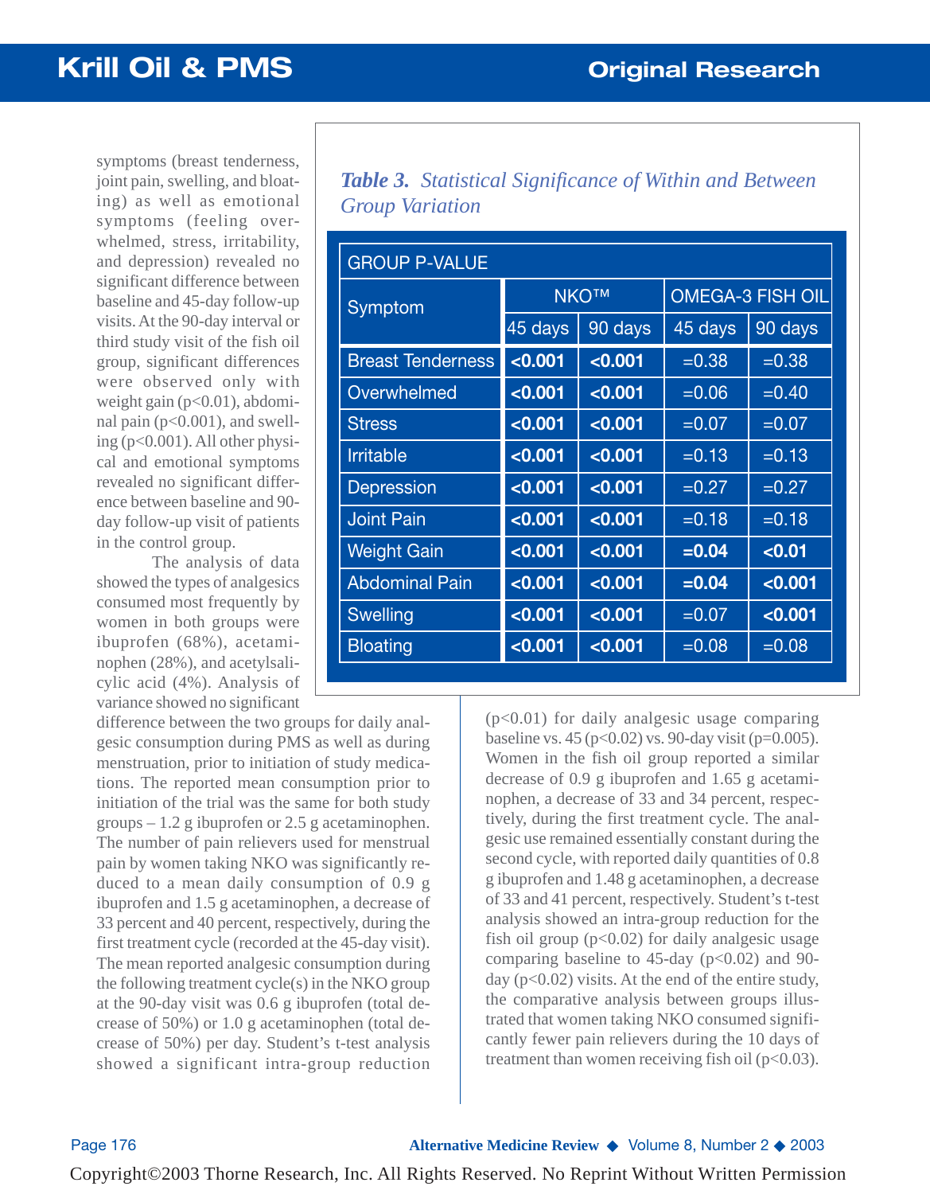symptoms (breast tenderness, joint pain, swelling, and bloating) as well as emotional symptoms (feeling overwhelmed, stress, irritability, and depression) revealed no significant difference between baseline and 45-day follow-up visits. At the 90-day interval or third study visit of the fish oil group, significant differences were observed only with weight gain ($p<0.01$), abdominal pain ($p<0.001$), and swelling ($p<0.001$). All other physical and emotional symptoms revealed no significant difference between baseline and 90-day follow-up visit of patients in the control group.

The analysis of data showed the types of analgesics consumed most frequently by women in both groups were ibuprofen (68%), acetaminophen (28%), and acetylsalicylic acid (4%). Analysis of variance showed no significant difference between the two groups for daily analgesic consumption during PMS as well as during menstruation, prior to initiation of study medications. The reported mean consumption prior to initiation of the trial was the same for both study groups – 1.2 g ibuprofen or 2.5 g acetaminophen. The number of pain relievers used for menstrual pain by women taking NKO was significantly reduced to a mean daily consumption of 0.9 g ibuprofen and 1.5 g acetaminophen, a decrease of 33 percent and 40 percent, respectively, during the first treatment cycle (recorded at the 45-day visit). The mean reported analgesic consumption during the following treatment cycle(s) in the NKO group at the 90-day visit was 0.6 g ibuprofen (total decrease of 50%) or 1.0 g acetaminophen (total decrease of 50%) per day. Student's t-test analysis showed a significant intra-group reduction ($p<0.01$) for daily analgesic usage comparing baseline vs. 45 ($p<0.02$) vs. 90-day visit ($p=0.005$). Women in the fish oil group reported a similar decrease of 0.9 g ibuprofen and 1.65 g acetaminophen, a decrease of 33 and 34 percent, respectively, during the first treatment cycle. The analgesic use remained essentially constant during the second cycle, with reported daily quantities of 0.8 g ibuprofen and 1.48 g acetaminophen, a decrease of 33 and 41 percent, respectively. Student's t-test analysis showed an intra-group reduction for the fish oil group ($p<0.02$) for daily analgesic usage comparing baseline to 45-day ($p<0.02$) and 90-day ($p<0.02$) visits. At the end of the entire study, the comparative analysis between groups illustrated that women taking NKO consumed significantly fewer pain relievers during the 10 days of treatment than women receiving fish oil ($p<0.03$).

***Table 3.** Statistical Significance of Within and Between Group Variation*

| GROUP P-VALUE | | | | |
|---|---|---|---|---|
| Symptom | NKO™ | | OMEGA-3 FISH OIL | |
| | 45 days | 90 days | 45 days | 90 days |
| Breast Tenderness | **<0.001** | **<0.001** | =0.38 | =0.38 |
| Overwhelmed | **<0.001** | **<0.001** | =0.06 | =0.40 |
| Stress | **<0.001** | **<0.001** | =0.07 | =0.07 |
| Irritable | **<0.001** | **<0.001** | =0.13 | =0.13 |
| Depression | **<0.001** | **<0.001** | =0.27 | =0.27 |
| Joint Pain | **<0.001** | **<0.001** | =0.18 | =0.18 |
| Weight Gain | **<0.001** | **<0.001** | **=0.04** | **<0.01** |
| Abdominal Pain | **<0.001** | **<0.001** | **=0.04** | **<0.001** |
| Swelling | **<0.001** | **<0.001** | =0.07 | **<0.001** |
| Bloating | **<0.001** | **<0.001** | =0.08 | =0.08 |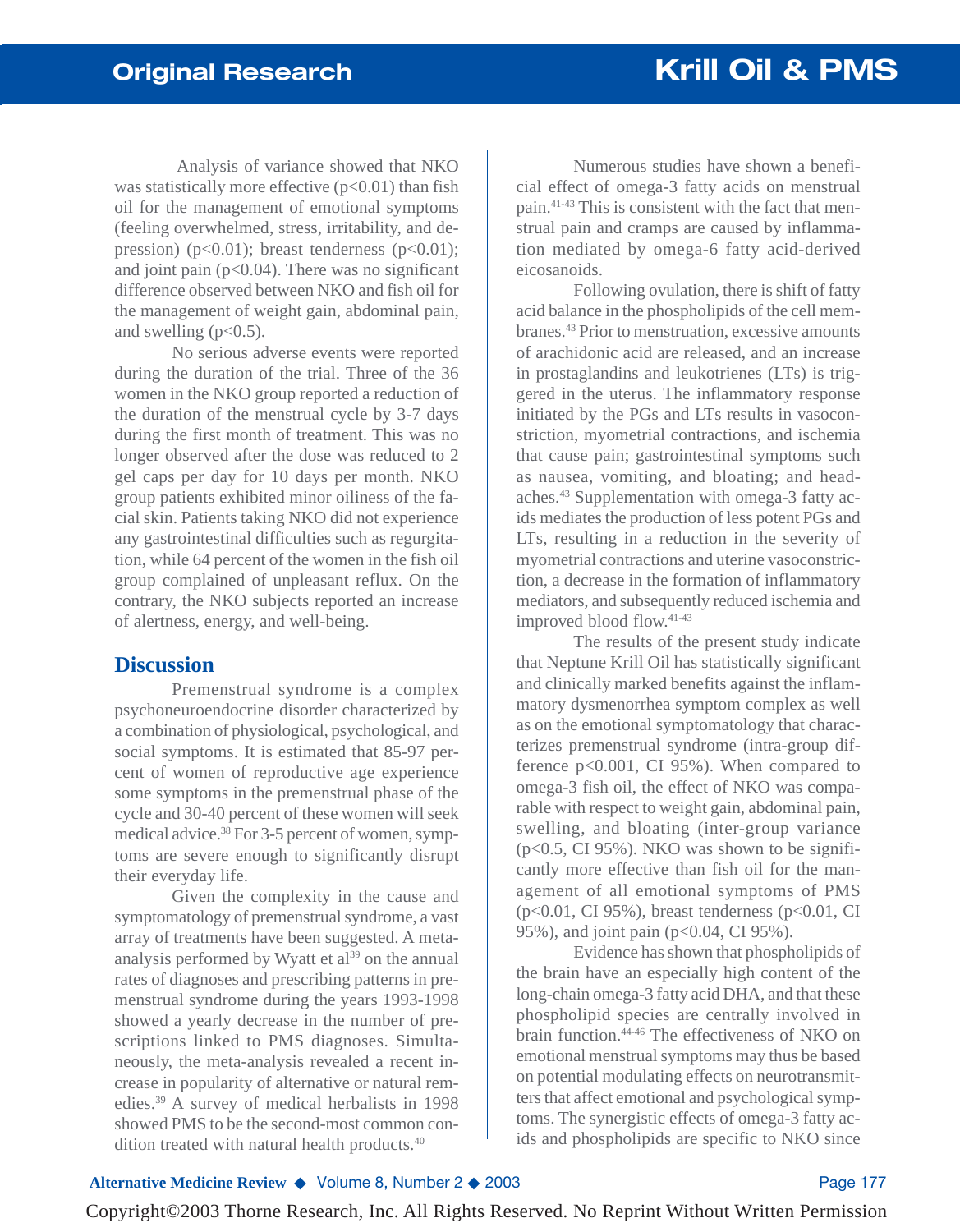Analysis of variance showed that NKO was statistically more effective ($p<0.01$) than fish oil for the management of emotional symptoms (feeling overwhelmed, stress, irritability, and depression) ($p<0.01$); breast tenderness ($p<0.01$); and joint pain ($p<0.04$). There was no significant difference observed between NKO and fish oil for the management of weight gain, abdominal pain, and swelling ($p<0.5$).

No serious adverse events were reported during the duration of the trial. Three of the 36 women in the NKO group reported a reduction of the duration of the menstrual cycle by 3-7 days during the first month of treatment. This was no longer observed after the dose was reduced to 2 gel caps per day for 10 days per month. NKO group patients exhibited minor oiliness of the facial skin. Patients taking NKO did not experience any gastrointestinal difficulties such as regurgitation, while 64 percent of the women in the fish oil group complained of unpleasant reflux. On the contrary, the NKO subjects reported an increase of alertness, energy, and well-being.

## Discussion

Premenstrual syndrome is a complex psychoneuroendocrine disorder characterized by a combination of physiological, psychological, and social symptoms. It is estimated that 85-97 percent of women of reproductive age experience some symptoms in the premenstrual phase of the cycle and 30-40 percent of these women will seek medical advice.[38] For 3-5 percent of women, symptoms are severe enough to significantly disrupt their everyday life.

Given the complexity in the cause and symptomatology of premenstrual syndrome, a vast array of treatments have been suggested. A meta-analysis performed by Wyatt et al[39] on the annual rates of diagnoses and prescribing patterns in premenstrual syndrome during the years 1993-1998 showed a yearly decrease in the number of prescriptions linked to PMS diagnoses. Simultaneously, the meta-analysis revealed a recent increase in popularity of alternative or natural remedies.[39] A survey of medical herbalists in 1998 showed PMS to be the second-most common condition treated with natural health products.[40]

Numerous studies have shown a beneficial effect of omega-3 fatty acids on menstrual pain.[41-43] This is consistent with the fact that menstrual pain and cramps are caused by inflammation mediated by omega-6 fatty acid-derived eicosanoids.

Following ovulation, there is shift of fatty acid balance in the phospholipids of the cell membranes.[43] Prior to menstruation, excessive amounts of arachidonic acid are released, and an increase in prostaglandins and leukotrienes (LTs) is triggered in the uterus. The inflammatory response initiated by the PGs and LTs results in vasoconstriction, myometrial contractions, and ischemia that cause pain; gastrointestinal symptoms such as nausea, vomiting, and bloating; and headaches.[43] Supplementation with omega-3 fatty acids mediates the production of less potent PGs and LTs, resulting in a reduction in the severity of myometrial contractions and uterine vasoconstriction, a decrease in the formation of inflammatory mediators, and subsequently reduced ischemia and improved blood flow.[41-43]

The results of the present study indicate that Neptune Krill Oil has statistically significant and clinically marked benefits against the inflammatory dysmenorrhea symptom complex as well as on the emotional symptomatology that characterizes premenstrual syndrome (intra-group difference $p<0.001$, CI 95%). When compared to omega-3 fish oil, the effect of NKO was comparable with respect to weight gain, abdominal pain, swelling, and bloating (inter-group variance ($p<0.5$, CI 95%). NKO was shown to be significantly more effective than fish oil for the management of all emotional symptoms of PMS ($p<0.01$, CI 95%), breast tenderness ($p<0.01$, CI 95%), and joint pain ($p<0.04$, CI 95%).

Evidence has shown that phospholipids of the brain have an especially high content of the long-chain omega-3 fatty acid DHA, and that these phospholipid species are centrally involved in brain function.[44-46] The effectiveness of NKO on emotional menstrual symptoms may thus be based on potential modulating effects on neurotransmitters that affect emotional and psychological symptoms. The synergistic effects of omega-3 fatty acids and phospholipids are specific to NKO since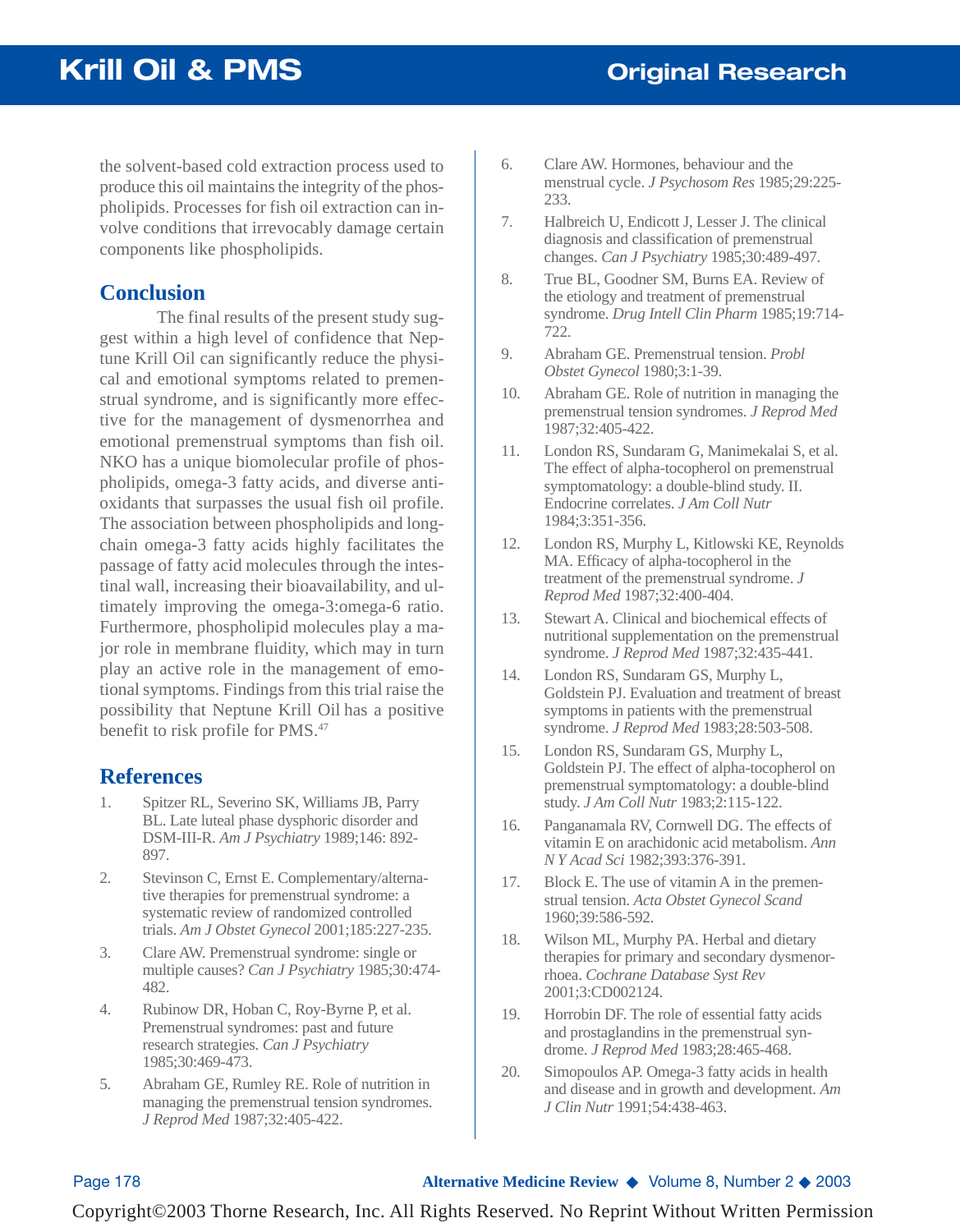the solvent-based cold extraction process used to produce this oil maintains the integrity of the phospholipids. Processes for fish oil extraction can involve conditions that irrevocably damage certain components like phospholipids.

## Conclusion

The final results of the present study suggest within a high level of confidence that Neptune Krill Oil can significantly reduce the physical and emotional symptoms related to premenstrual syndrome, and is significantly more effective for the management of dysmenorrhea and emotional premenstrual symptoms than fish oil. NKO has a unique biomolecular profile of phospholipids, omega-3 fatty acids, and diverse antioxidants that surpasses the usual fish oil profile. The association between phospholipids and long-chain omega-3 fatty acids highly facilitates the passage of fatty acid molecules through the intestinal wall, increasing their bioavailability, and ultimately improving the omega-3:omega-6 ratio. Furthermore, phospholipid molecules play a major role in membrane fluidity, which may in turn play an active role in the management of emotional symptoms. Findings from this trial raise the possibility that Neptune Krill Oil has a positive benefit to risk profile for PMS.[47]

## References

1. Spitzer RL, Severino SK, Williams JB, Parry BL. Late luteal phase dysphoric disorder and DSM-III-R. *Am J Psychiatry* 1989;146: 892-897.
2. Stevinson C, Ernst E. Complementary/alternative therapies for premenstrual syndrome: a systematic review of randomized controlled trials. *Am J Obstet Gynecol* 2001;185:227-235.
3. Clare AW. Premenstrual syndrome: single or multiple causes? *Can J Psychiatry* 1985;30:474-482.
4. Rubinow DR, Hoban C, Roy-Byrne P, et al. Premenstrual syndromes: past and future research strategies. *Can J Psychiatry* 1985;30:469-473.
5. Abraham GE, Rumley RE. Role of nutrition in managing the premenstrual tension syndromes. *J Reprod Med* 1987;32:405-422.
6. Clare AW. Hormones, behaviour and the menstrual cycle. *J Psychosom Res* 1985;29:225-233.
7. Halbreich U, Endicott J, Lesser J. The clinical diagnosis and classification of premenstrual changes. *Can J Psychiatry* 1985;30:489-497.
8. True BL, Goodner SM, Burns EA. Review of the etiology and treatment of premenstrual syndrome. *Drug Intell Clin Pharm* 1985;19:714-722.
9. Abraham GE. Premenstrual tension. *Probl Obstet Gynecol* 1980;3:1-39.
10. Abraham GE. Role of nutrition in managing the premenstrual tension syndromes. *J Reprod Med* 1987;32:405-422.
11. London RS, Sundaram G, Manimekalai S, et al. The effect of alpha-tocopherol on premenstrual symptomatology: a double-blind study. II. Endocrine correlates. *J Am Coll Nutr* 1984;3:351-356.
12. London RS, Murphy L, Kitlowski KE, Reynolds MA. Efficacy of alpha-tocopherol in the treatment of the premenstrual syndrome. *J Reprod Med* 1987;32:400-404.
13. Stewart A. Clinical and biochemical effects of nutritional supplementation on the premenstrual syndrome. *J Reprod Med* 1987;32:435-441.
14. London RS, Sundaram GS, Murphy L, Goldstein PJ. Evaluation and treatment of breast symptoms in patients with the premenstrual syndrome. *J Reprod Med* 1983;28:503-508.
15. London RS, Sundaram GS, Murphy L, Goldstein PJ. The effect of alpha-tocopherol on premenstrual symptomatology: a double-blind study. *J Am Coll Nutr* 1983;2:115-122.
16. Panganamala RV, Cornwell DG. The effects of vitamin E on arachidonic acid metabolism. *Ann N Y Acad Sci* 1982;393:376-391.
17. Block E. The use of vitamin A in the premenstrual tension. *Acta Obstet Gynecol Scand* 1960;39:586-592.
18. Wilson ML, Murphy PA. Herbal and dietary therapies for primary and secondary dysmenorrhoea. *Cochrane Database Syst Rev* 2001;3:CD002124.
19. Horrobin DF. The role of essential fatty acids and prostaglandins in the premenstrual syndrome. *J Reprod Med* 1983;28:465-468.
20. Simopoulos AP. Omega-3 fatty acids in health and disease and in growth and development. *Am J Clin Nutr* 1991;54:438-463.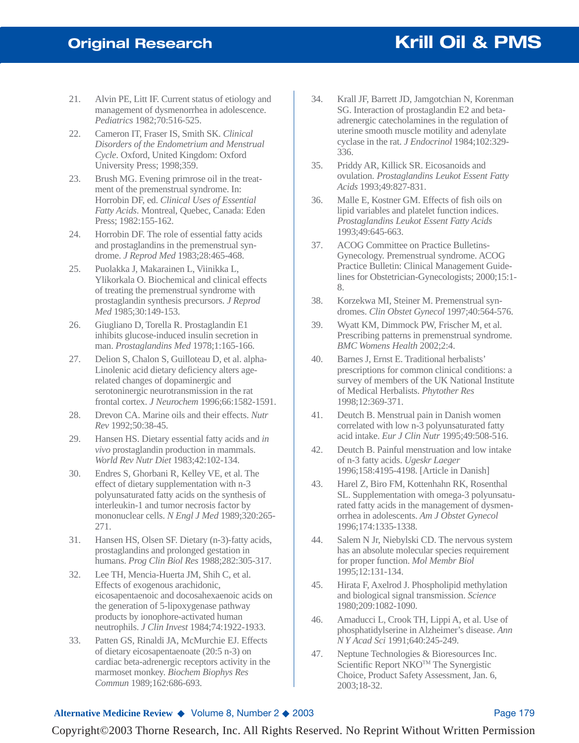21. Alvin PE, Litt IF. Current status of etiology and management of dysmenorrhea in adolescence. *Pediatrics* 1982;70:516-525.
22. Cameron IT, Fraser IS, Smith SK. *Clinical Disorders of the Endometrium and Menstrual Cycle*. Oxford, United Kingdom: Oxford University Press; 1998;359.
23. Brush MG. Evening primrose oil in the treatment of the premenstrual syndrome. In: Horrobin DF, ed. *Clinical Uses of Essential Fatty Acids*. Montreal, Quebec, Canada: Eden Press; 1982:155-162.
24. Horrobin DF. The role of essential fatty acids and prostaglandins in the premenstrual syndrome. *J Reprod Med* 1983;28:465-468.
25. Puolakka J, Makarainen L, Viinikka L, Ylikorkala O. Biochemical and clinical effects of treating the premenstrual syndrome with prostaglandin synthesis precursors. *J Reprod Med* 1985;30:149-153.
26. Giugliano D, Torella R. Prostaglandin E1 inhibits glucose-induced insulin secretion in man. *Prostaglandins Med* 1978;1:165-166.
27. Delion S, Chalon S, Guilloteau D, et al. alpha-Linolenic acid dietary deficiency alters age-related changes of dopaminergic and serotoninergic neurotransmission in the rat frontal cortex. *J Neurochem* 1996;66:1582-1591.
28. Drevon CA. Marine oils and their effects. *Nutr Rev* 1992;50:38-45.
29. Hansen HS. Dietary essential fatty acids and *in vivo* prostaglandin production in mammals. *World Rev Nutr Diet* 1983;42:102-134.
30. Endres S, Ghorbani R, Kelley VE, et al. The effect of dietary supplementation with n-3 polyunsaturated fatty acids on the synthesis of interleukin-1 and tumor necrosis factor by mononuclear cells. *N Engl J Med* 1989;320:265-271.
31. Hansen HS, Olsen SF. Dietary (n-3)-fatty acids, prostaglandins and prolonged gestation in humans. *Prog Clin Biol Res* 1988;282:305-317.
32. Lee TH, Mencia-Huerta JM, Shih C, et al. Effects of exogenous arachidonic, eicosapentaenoic and docosahexaenoic acids on the generation of 5-lipoxygenase pathway products by ionophore-activated human neutrophils. *J Clin Invest* 1984;74:1922-1933.
33. Patten GS, Rinaldi JA, McMurchie EJ. Effects of dietary eicosapentaenoate (20:5 n-3) on cardiac beta-adrenergic receptors activity in the marmoset monkey. *Biochem Biophys Res Commun* 1989;162:686-693.
34. Krall JF, Barrett JD, Jamgotchian N, Korenman SG. Interaction of prostaglandin E2 and beta-adrenergic catecholamines in the regulation of uterine smooth muscle motility and adenylate cyclase in the rat. *J Endocrinol* 1984;102:329-336.
35. Priddy AR, Killick SR. Eicosanoids and ovulation. *Prostaglandins Leukot Essent Fatty Acids* 1993;49:827-831.
36. Malle E, Kostner GM. Effects of fish oils on lipid variables and platelet function indices. *Prostaglandins Leukot Essent Fatty Acids* 1993;49:645-663.
37. ACOG Committee on Practice Bulletins-Gynecology. Premenstrual syndrome. ACOG Practice Bulletin: Clinical Management Guidelines for Obstetrician-Gynecologists; 2000;15:1-8.
38. Korzekwa MI, Steiner M. Premenstrual syndromes. *Clin Obstet Gynecol* 1997;40:564-576.
39. Wyatt KM, Dimmock PW, Frischer M, et al. Prescribing patterns in premenstrual syndrome. *BMC Womens Health* 2002;2:4.
40. Barnes J, Ernst E. Traditional herbalists' prescriptions for common clinical conditions: a survey of members of the UK National Institute of Medical Herbalists. *Phytother Res* 1998;12:369-371.
41. Deutch B. Menstrual pain in Danish women correlated with low n-3 polyunsaturated fatty acid intake. *Eur J Clin Nutr* 1995;49:508-516.
42. Deutch B. Painful menstruation and low intake of n-3 fatty acids. *Ugeskr Laeger* 1996;158:4195-4198. [Article in Danish]
43. Harel Z, Biro FM, Kottenhahn RK, Rosenthal SL. Supplementation with omega-3 polyunsaturated fatty acids in the management of dysmenorrhea in adolescents. *Am J Obstet Gynecol* 1996;174:1335-1338.
44. Salem N Jr, Niebylski CD. The nervous system has an absolute molecular species requirement for proper function. *Mol Membr Biol* 1995;12:131-134.
45. Hirata F, Axelrod J. Phospholipid methylation and biological signal transmission. *Science* 1980;209:1082-1090.
46. Amaducci L, Crook TH, Lippi A, et al. Use of phosphatidylserine in Alzheimer's disease. *Ann N Y Acad Sci* 1991;640:245-249.
47. Neptune Technologies & Bioresources Inc. Scientific Report NKO™ The Synergistic Choice, Product Safety Assessment, Jan. 6, 2003;18-32.